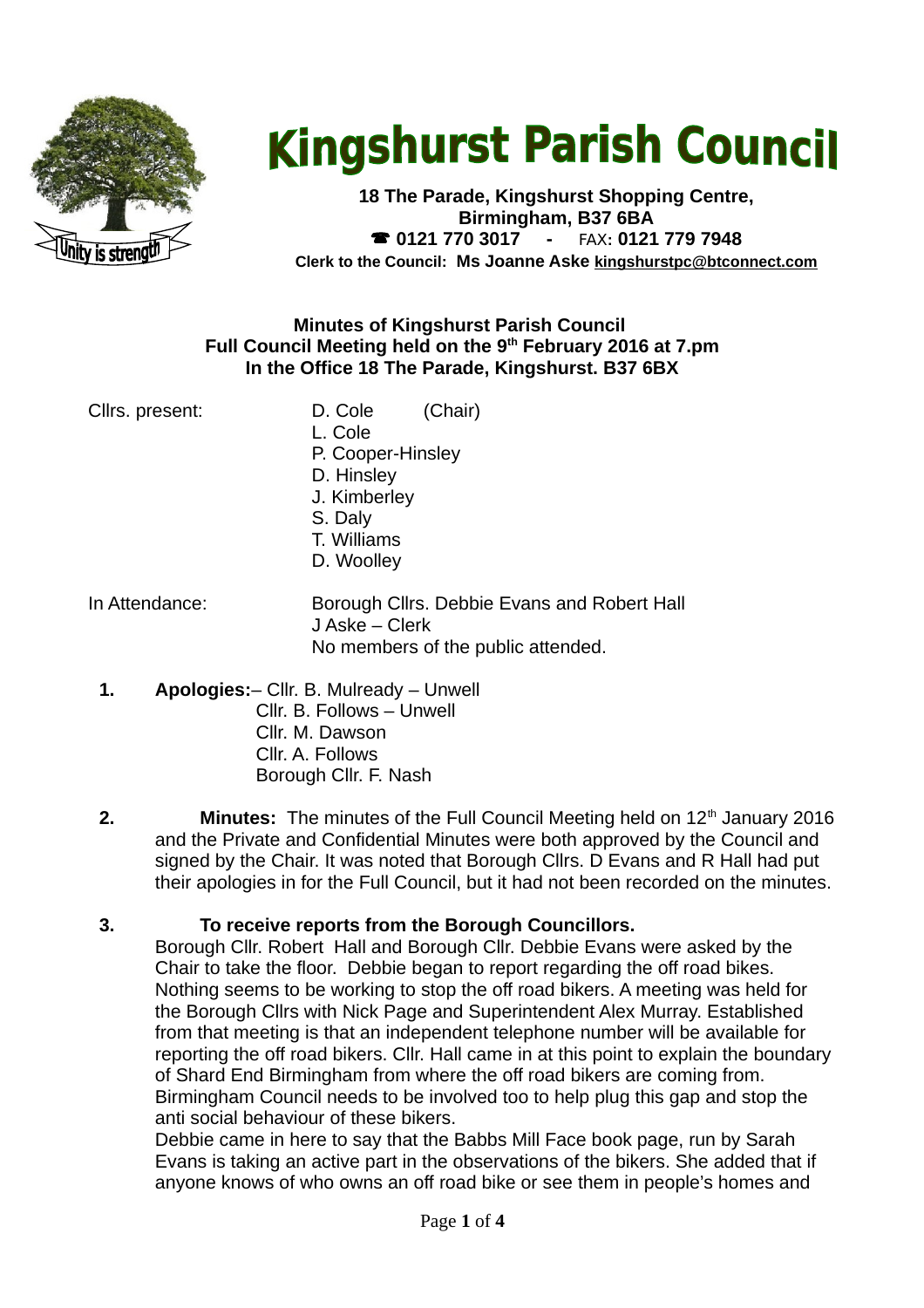# Kingshurst Parish Council

**18 The Parade, Kingshurst Shopping Centre,**
**Birmingham, B37 6BA**
**☎ 0121 770 3017 - FAX: 0121 779 7948**
**Clerk to the Council: Ms Joanne Aske kingshurstpc@btconnect.com**

**Minutes of Kingshurst Parish Council**
**Full Council Meeting held on the 9th February 2016 at 7.pm**
**In the Office 18 The Parade, Kingshurst. B37 6BX**

Cllrs. present: D. Cole (Chair)
L. Cole
P. Cooper-Hinsley
D. Hinsley
J. Kimberley
S. Daly
T. Williams
D. Woolley

In Attendance: Borough Cllrs. Debbie Evans and Robert Hall
J Aske – Clerk
No members of the public attended.

1. **Apologies:**– Cllr. B. Mulready – Unwell
   Cllr. B. Follows – Unwell
   Cllr. M. Dawson
   Cllr. A. Follows
   Borough Cllr. F. Nash

2. **Minutes:** The minutes of the Full Council Meeting held on 12th January 2016 and the Private and Confidential Minutes were both approved by the Council and signed by the Chair. It was noted that Borough Cllrs. D Evans and R Hall had put their apologies in for the Full Council, but it had not been recorded on the minutes.

3. **To receive reports from the Borough Councillors.**
   Borough Cllr. Robert Hall and Borough Cllr. Debbie Evans were asked by the Chair to take the floor. Debbie began to report regarding the off road bikes. Nothing seems to be working to stop the off road bikers. A meeting was held for the Borough Cllrs with Nick Page and Superintendent Alex Murray. Established from that meeting is that an independent telephone number will be available for reporting the off road bikers. Cllr. Hall came in at this point to explain the boundary of Shard End Birmingham from where the off road bikers are coming from. Birmingham Council needs to be involved too to help plug this gap and stop the anti social behaviour of these bikers.
   Debbie came in here to say that the Babbs Mill Face book page, run by Sarah Evans is taking an active part in the observations of the bikers. She added that if anyone knows of who owns an off road bike or see them in people's homes and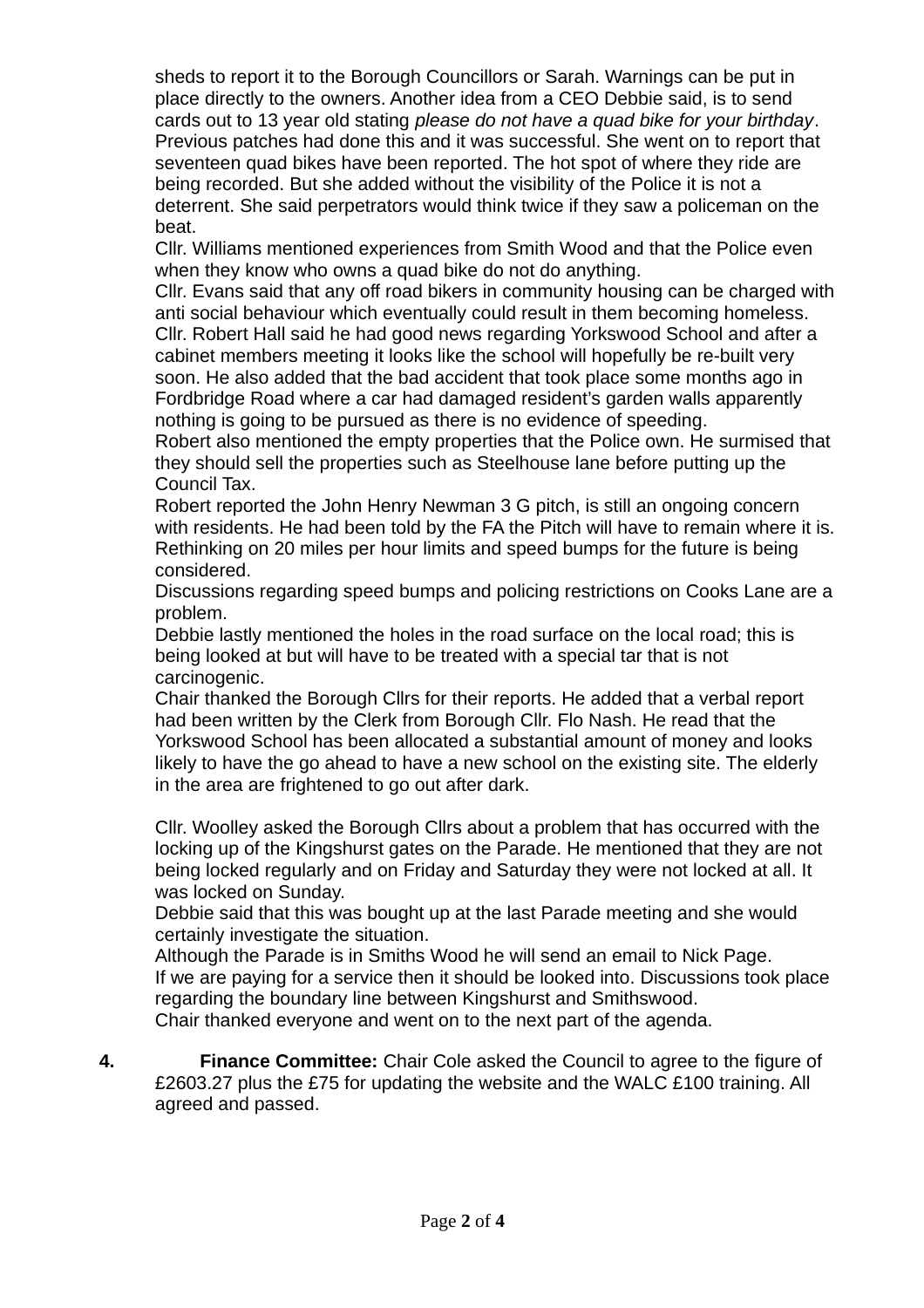sheds to report it to the Borough Councillors or Sarah. Warnings can be put in place directly to the owners. Another idea from a CEO Debbie said, is to send cards out to 13 year old stating *please do not have a quad bike for your birthday*. Previous patches had done this and it was successful. She went on to report that seventeen quad bikes have been reported. The hot spot of where they ride are being recorded. But she added without the visibility of the Police it is not a deterrent. She said perpetrators would think twice if they saw a policeman on the beat.

Cllr. Williams mentioned experiences from Smith Wood and that the Police even when they know who owns a quad bike do not do anything.

Cllr. Evans said that any off road bikers in community housing can be charged with anti social behaviour which eventually could result in them becoming homeless.

Cllr. Robert Hall said he had good news regarding Yorkswood School and after a cabinet members meeting it looks like the school will hopefully be re-built very soon. He also added that the bad accident that took place some months ago in Fordbridge Road where a car had damaged resident's garden walls apparently nothing is going to be pursued as there is no evidence of speeding.

Robert also mentioned the empty properties that the Police own. He surmised that they should sell the properties such as Steelhouse lane before putting up the Council Tax.

Robert reported the John Henry Newman 3 G pitch, is still an ongoing concern with residents. He had been told by the FA the Pitch will have to remain where it is. Rethinking on 20 miles per hour limits and speed bumps for the future is being considered.

Discussions regarding speed bumps and policing restrictions on Cooks Lane are a problem.

Debbie lastly mentioned the holes in the road surface on the local road; this is being looked at but will have to be treated with a special tar that is not carcinogenic.

Chair thanked the Borough Cllrs for their reports. He added that a verbal report had been written by the Clerk from Borough Cllr. Flo Nash. He read that the Yorkswood School has been allocated a substantial amount of money and looks likely to have the go ahead to have a new school on the existing site. The elderly in the area are frightened to go out after dark.

Cllr. Woolley asked the Borough Cllrs about a problem that has occurred with the locking up of the Kingshurst gates on the Parade. He mentioned that they are not being locked regularly and on Friday and Saturday they were not locked at all. It was locked on Sunday.

Debbie said that this was bought up at the last Parade meeting and she would certainly investigate the situation.

Although the Parade is in Smiths Wood he will send an email to Nick Page.

If we are paying for a service then it should be looked into. Discussions took place regarding the boundary line between Kingshurst and Smithswood.

Chair thanked everyone and went on to the next part of the agenda.

**4.** **Finance Committee:** Chair Cole asked the Council to agree to the figure of £2603.27 plus the £75 for updating the website and the WALC £100 training. All agreed and passed.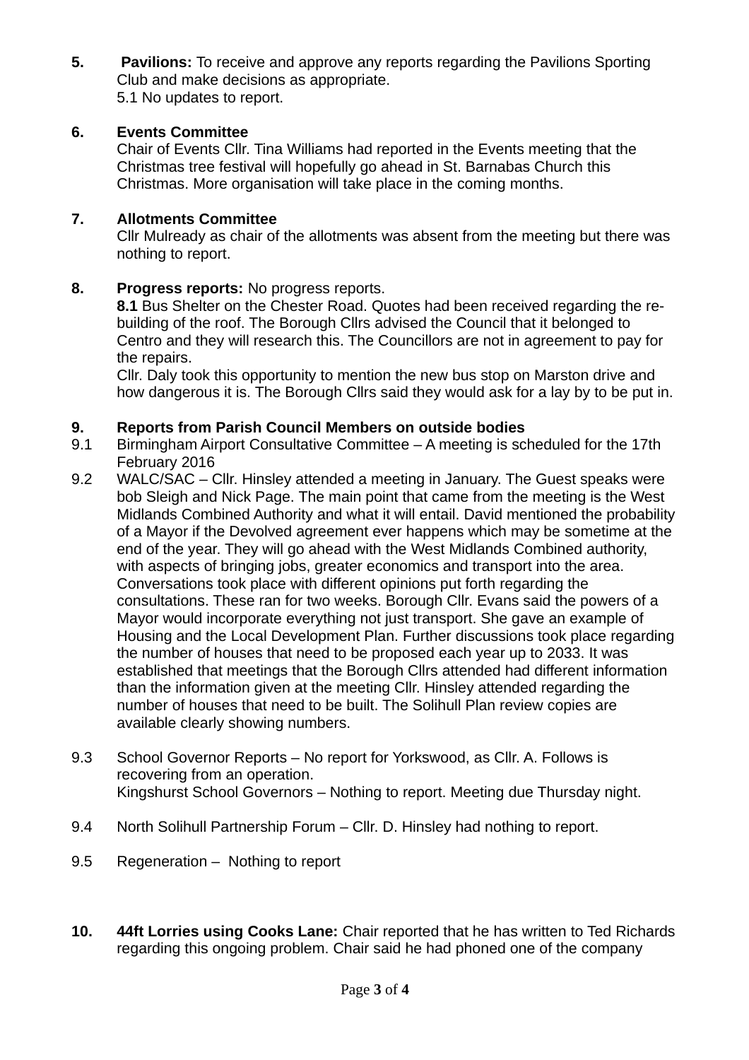**5.** **Pavilions:** To receive and approve any reports regarding the Pavilions Sporting Club and make decisions as appropriate.
5.1 No updates to report.

**6.** **Events Committee**
Chair of Events Cllr. Tina Williams had reported in the Events meeting that the Christmas tree festival will hopefully go ahead in St. Barnabas Church this Christmas. More organisation will take place in the coming months.

**7.** **Allotments Committee**
Cllr Mulready as chair of the allotments was absent from the meeting but there was nothing to report.

**8.** **Progress reports:** No progress reports.
**8.1** Bus Shelter on the Chester Road. Quotes had been received regarding the re-building of the roof. The Borough Cllrs advised the Council that it belonged to Centro and they will research this. The Councillors are not in agreement to pay for the repairs.
Cllr. Daly took this opportunity to mention the new bus stop on Marston drive and how dangerous it is. The Borough Cllrs said they would ask for a lay by to be put in.

**9.** **Reports from Parish Council Members on outside bodies**

9.1 Birmingham Airport Consultative Committee – A meeting is scheduled for the 17th February 2016

9.2 WALC/SAC – Cllr. Hinsley attended a meeting in January. The Guest speaks were bob Sleigh and Nick Page. The main point that came from the meeting is the West Midlands Combined Authority and what it will entail. David mentioned the probability of a Mayor if the Devolved agreement ever happens which may be sometime at the end of the year. They will go ahead with the West Midlands Combined authority, with aspects of bringing jobs, greater economics and transport into the area. Conversations took place with different opinions put forth regarding the consultations. These ran for two weeks. Borough Cllr. Evans said the powers of a Mayor would incorporate everything not just transport. She gave an example of Housing and the Local Development Plan. Further discussions took place regarding the number of houses that need to be proposed each year up to 2033. It was established that meetings that the Borough Cllrs attended had different information than the information given at the meeting Cllr. Hinsley attended regarding the number of houses that need to be built. The Solihull Plan review copies are available clearly showing numbers.

9.3 School Governor Reports – No report for Yorkswood, as Cllr. A. Follows is recovering from an operation.
Kingshurst School Governors – Nothing to report. Meeting due Thursday night.

9.4 North Solihull Partnership Forum – Cllr. D. Hinsley had nothing to report.

9.5 Regeneration – Nothing to report

**10.** **44ft Lorries using Cooks Lane:** Chair reported that he has written to Ted Richards regarding this ongoing problem. Chair said he had phoned one of the company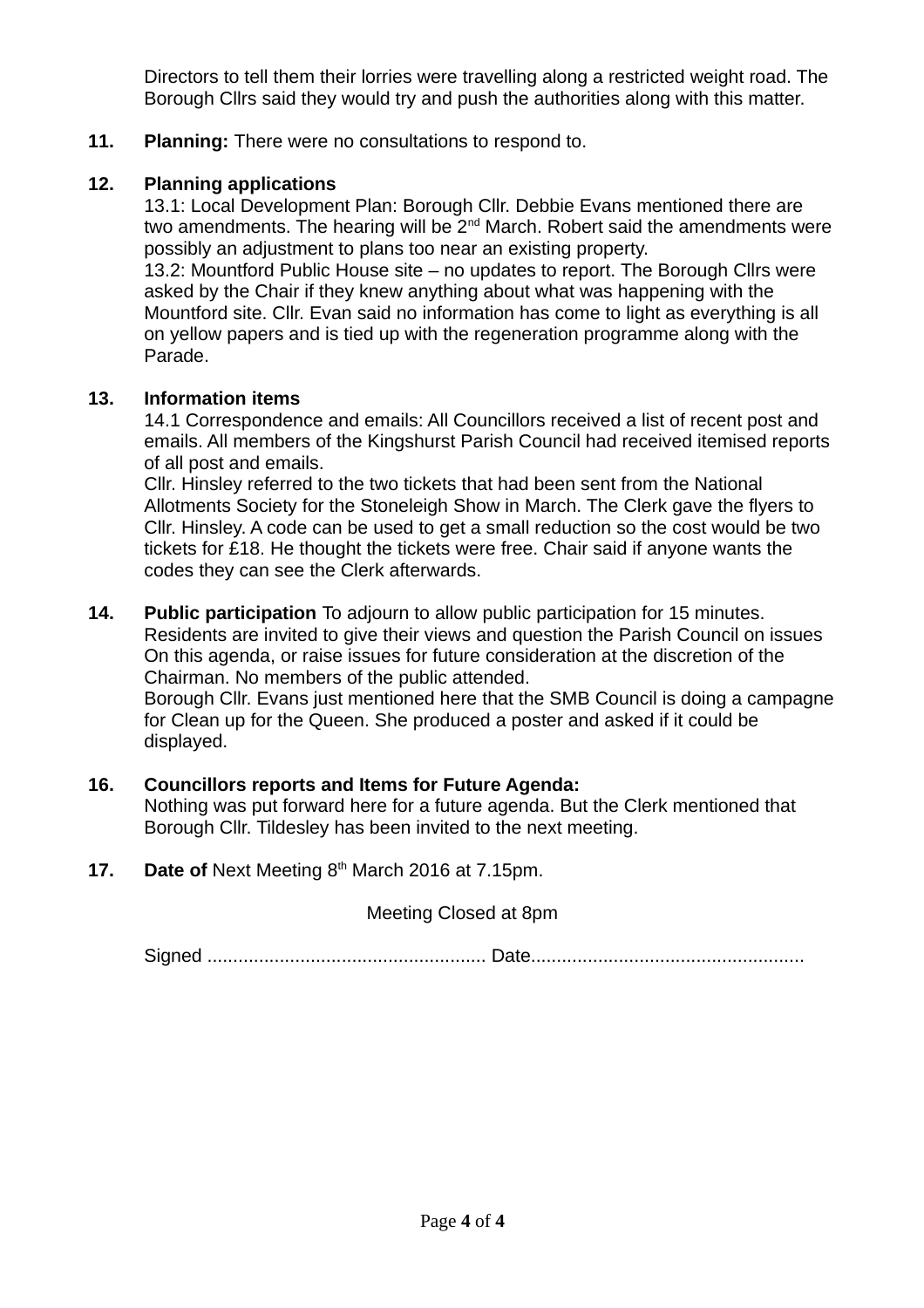Directors to tell them their lorries were travelling along a restricted weight road. The Borough Cllrs said they would try and push the authorities along with this matter.

**11. Planning:** There were no consultations to respond to.

**12. Planning applications**

13.1: Local Development Plan: Borough Cllr. Debbie Evans mentioned there are two amendments. The hearing will be 2nd March. Robert said the amendments were possibly an adjustment to plans too near an existing property.

13.2: Mountford Public House site – no updates to report. The Borough Cllrs were asked by the Chair if they knew anything about what was happening with the Mountford site. Cllr. Evan said no information has come to light as everything is all on yellow papers and is tied up with the regeneration programme along with the Parade.

**13. Information items**

14.1 Correspondence and emails: All Councillors received a list of recent post and emails. All members of the Kingshurst Parish Council had received itemised reports of all post and emails.

Cllr. Hinsley referred to the two tickets that had been sent from the National Allotments Society for the Stoneleigh Show in March. The Clerk gave the flyers to Cllr. Hinsley. A code can be used to get a small reduction so the cost would be two tickets for £18. He thought the tickets were free. Chair said if anyone wants the codes they can see the Clerk afterwards.

**14. Public participation** To adjourn to allow public participation for 15 minutes. Residents are invited to give their views and question the Parish Council on issues On this agenda, or raise issues for future consideration at the discretion of the Chairman. No members of the public attended.

Borough Cllr. Evans just mentioned here that the SMB Council is doing a campagne for Clean up for the Queen. She produced a poster and asked if it could be displayed.

**16. Councillors reports and Items for Future Agenda:**

Nothing was put forward here for a future agenda. But the Clerk mentioned that Borough Cllr. Tildesley has been invited to the next meeting.

**17. Date of** Next Meeting 8th March 2016 at 7.15pm.

Meeting Closed at 8pm

Signed ..................................................... Date....................................................